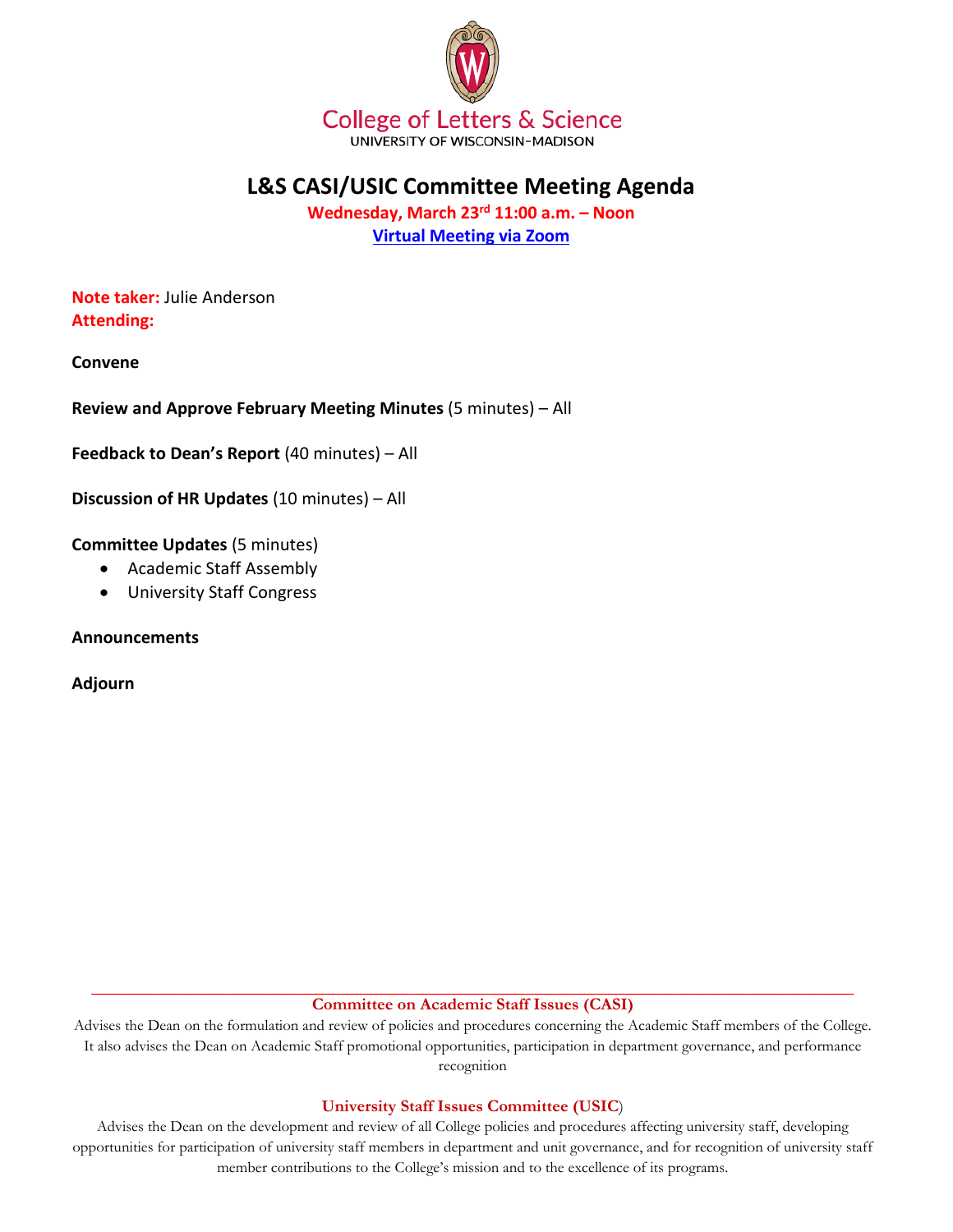College of Letters & Science
UNIVERSITY OF WISCONSIN-MADISON

# L&S CASI/USIC Committee Meeting Agenda

**Wednesday, March 23rd 11:00 a.m. – Noon**

**[Virtual Meeting via Zoom]**

**Note taker:** Julie Anderson
**Attending:**

**Convene**

**Review and Approve February Meeting Minutes** (5 minutes) – All

**Feedback to Dean's Report** (40 minutes) – All

**Discussion of HR Updates** (10 minutes) – All

**Committee Updates** (5 minutes)

- Academic Staff Assembly
- University Staff Congress

**Announcements**

**Adjourn**

---

**Committee on Academic Staff Issues (CASI)**

Advises the Dean on the formulation and review of policies and procedures concerning the Academic Staff members of the College. It also advises the Dean on Academic Staff promotional opportunities, participation in department governance, and performance recognition

**University Staff Issues Committee (USIC)**

Advises the Dean on the development and review of all College policies and procedures affecting university staff, developing opportunities for participation of university staff members in department and unit governance, and for recognition of university staff member contributions to the College's mission and to the excellence of its programs.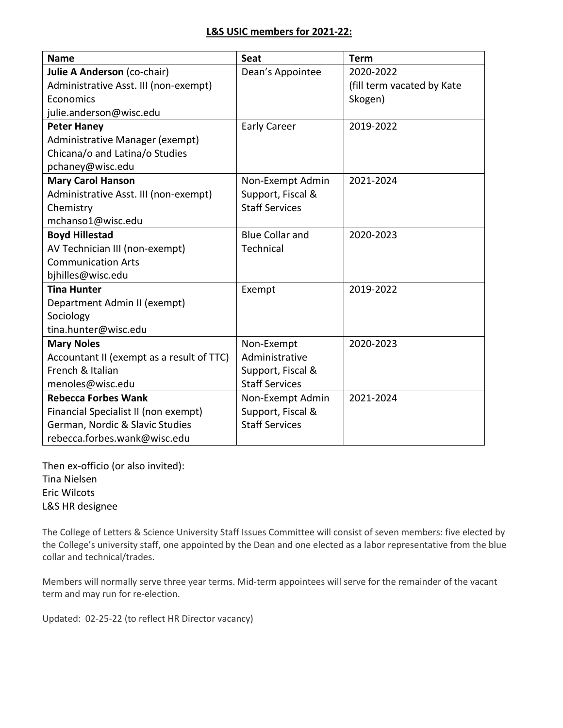## L&S USIC members for 2021-22:

| Name | Seat | Term |
|---|---|---|
| **Julie A Anderson** (co-chair)<br>Administrative Asst. III (non-exempt)<br>Economics<br>julie.anderson@wisc.edu | Dean's Appointee | 2020-2022<br>(fill term vacated by Kate Skogen) |
| **Peter Haney**<br>Administrative Manager (exempt)<br>Chicana/o and Latina/o Studies<br>pchaney@wisc.edu | Early Career | 2019-2022 |
| **Mary Carol Hanson**<br>Administrative Asst. III (non-exempt)<br>Chemistry<br>mchanso1@wisc.edu | Non-Exempt Admin Support, Fiscal & Staff Services | 2021-2024 |
| **Boyd Hillestad**<br>AV Technician III (non-exempt)<br>Communication Arts<br>bjhilles@wisc.edu | Blue Collar and Technical | 2020-2023 |
| **Tina Hunter**<br>Department Admin II (exempt)<br>Sociology<br>tina.hunter@wisc.edu | Exempt | 2019-2022 |
| **Mary Noles**<br>Accountant II (exempt as a result of TTC)<br>French & Italian<br>menoles@wisc.edu | Non-Exempt Administrative Support, Fiscal & Staff Services | 2020-2023 |
| **Rebecca Forbes Wank**<br>Financial Specialist II (non exempt)<br>German, Nordic & Slavic Studies<br>rebecca.forbes.wank@wisc.edu | Non-Exempt Admin Support, Fiscal & Staff Services | 2021-2024 |

Then ex-officio (or also invited):
Tina Nielsen
Eric Wilcots
L&S HR designee

The College of Letters & Science University Staff Issues Committee will consist of seven members: five elected by the College's university staff, one appointed by the Dean and one elected as a labor representative from the blue collar and technical/trades.

Members will normally serve three year terms. Mid-term appointees will serve for the remainder of the vacant term and may run for re-election.

Updated: 02-25-22 (to reflect HR Director vacancy)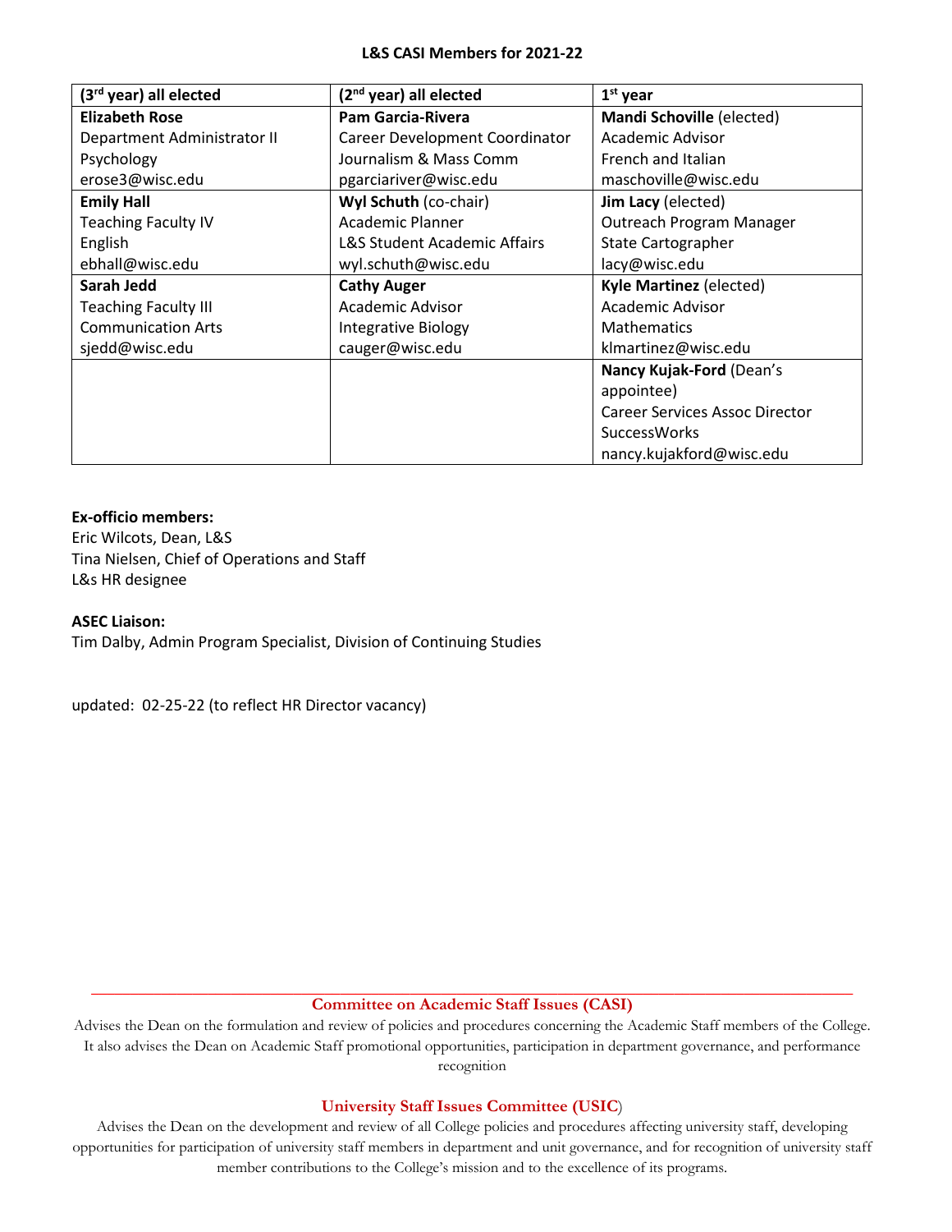**L&S CASI Members for 2021-22**

| (3rd year) all elected | (2nd year) all elected | 1st year |
|---|---|---|
| **Elizabeth Rose**<br>Department Administrator II<br>Psychology<br>erose3@wisc.edu | **Pam Garcia-Rivera**<br>Career Development Coordinator<br>Journalism & Mass Comm<br>pgarciariver@wisc.edu | **Mandi Schoville** (elected)<br>Academic Advisor<br>French and Italian<br>maschoville@wisc.edu |
| **Emily Hall**<br>Teaching Faculty IV<br>English<br>ebhall@wisc.edu | **Wyl Schuth** (co-chair)<br>Academic Planner<br>L&S Student Academic Affairs<br>wyl.schuth@wisc.edu | **Jim Lacy** (elected)<br>Outreach Program Manager<br>State Cartographer<br>lacy@wisc.edu |
| **Sarah Jedd**<br>Teaching Faculty III<br>Communication Arts<br>sjedd@wisc.edu | **Cathy Auger**<br>Academic Advisor<br>Integrative Biology<br>cauger@wisc.edu | **Kyle Martinez** (elected)<br>Academic Advisor<br>Mathematics<br>klmartinez@wisc.edu |
| | | **Nancy Kujak-Ford** (Dean's appointee)<br>Career Services Assoc Director<br>SuccessWorks<br>nancy.kujakford@wisc.edu |

**Ex-officio members:**
Eric Wilcots, Dean, L&S
Tina Nielsen, Chief of Operations and Staff
L&s HR designee

**ASEC Liaison:**
Tim Dalby, Admin Program Specialist, Division of Continuing Studies

updated: 02-25-22 (to reflect HR Director vacancy)

---

**Committee on Academic Staff Issues (CASI)**

Advises the Dean on the formulation and review of policies and procedures concerning the Academic Staff members of the College. It also advises the Dean on Academic Staff promotional opportunities, participation in department governance, and performance recognition

**University Staff Issues Committee (USIC)**

Advises the Dean on the development and review of all College policies and procedures affecting university staff, developing opportunities for participation of university staff members in department and unit governance, and for recognition of university staff member contributions to the College's mission and to the excellence of its programs.